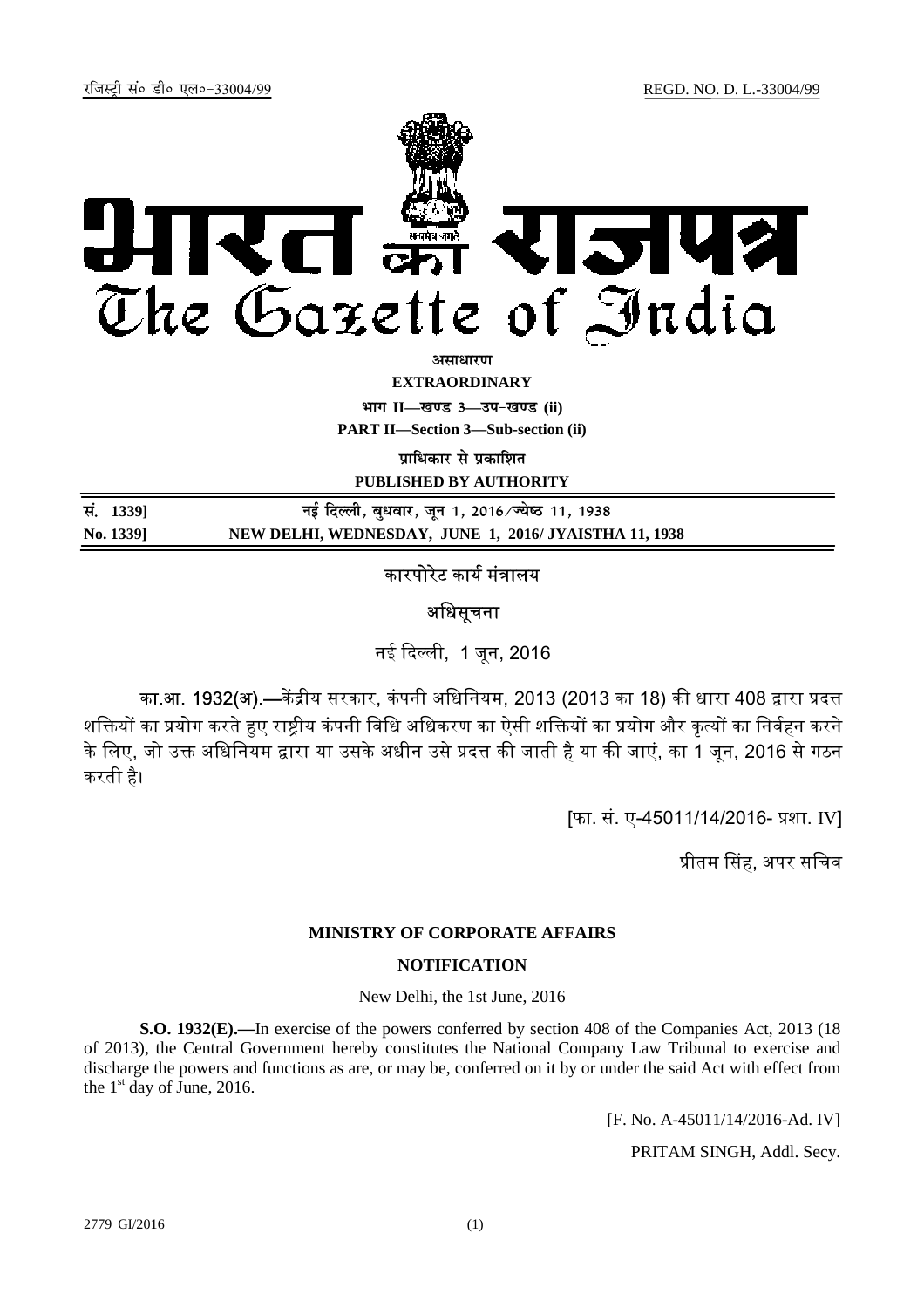रजिस्ट्री सं० डी० एल०-33004/99 REGD. NO. D. L.-33004/99

# भारत का राजपत्र
# The Gazette of India

**असाधारण**

**EXTRAORDINARY**

**भाग II—खण्ड 3—उप-खण्ड (ii)**

**PART II—Section 3—Sub-section (ii)**

**प्राधिकार से प्रकाशित**

**PUBLISHED BY AUTHORITY**

| सं. 1339] | नई दिल्ली, बुधवार, जून 1, 2016/ज्येष्ठ 11, 1938 |
|---|---|
| **No. 1339]** | **NEW DELHI, WEDNESDAY, JUNE 1, 2016/ JYAISTHA 11, 1938** |

## कारपोरेट कार्य मंत्रालय

### अधिसूचना

नई दिल्ली, 1 जून, 2016

का.आ. 1932(अ).—केंद्रीय सरकार, कंपनी अधिनियम, 2013 (2013 का 18) की धारा 408 द्वारा प्रदत्त शक्तियों का प्रयोग करते हुए राष्ट्रीय कंपनी विधि अधिकरण का ऐसी शक्तियों का प्रयोग और कृत्यों का निर्वहन करने के लिए, जो उक्त अधिनियम द्वारा या उसके अधीन उसे प्रदत्त की जाती है या की जाएं, का 1 जून, 2016 से गठन करती है।

[फा. सं. ए-45011/14/2016- प्रशा. IV]

प्रीतम सिंह, अपर सचिव

## MINISTRY OF CORPORATE AFFAIRS

### NOTIFICATION

New Delhi, the 1st June, 2016

**S.O. 1932(E).—**In exercise of the powers conferred by section 408 of the Companies Act, 2013 (18 of 2013), the Central Government hereby constitutes the National Company Law Tribunal to exercise and discharge the powers and functions as are, or may be, conferred on it by or under the said Act with effect from the 1st day of June, 2016.

[F. No. A-45011/14/2016-Ad. IV]

PRITAM SINGH, Addl. Secy.

2779 GI/2016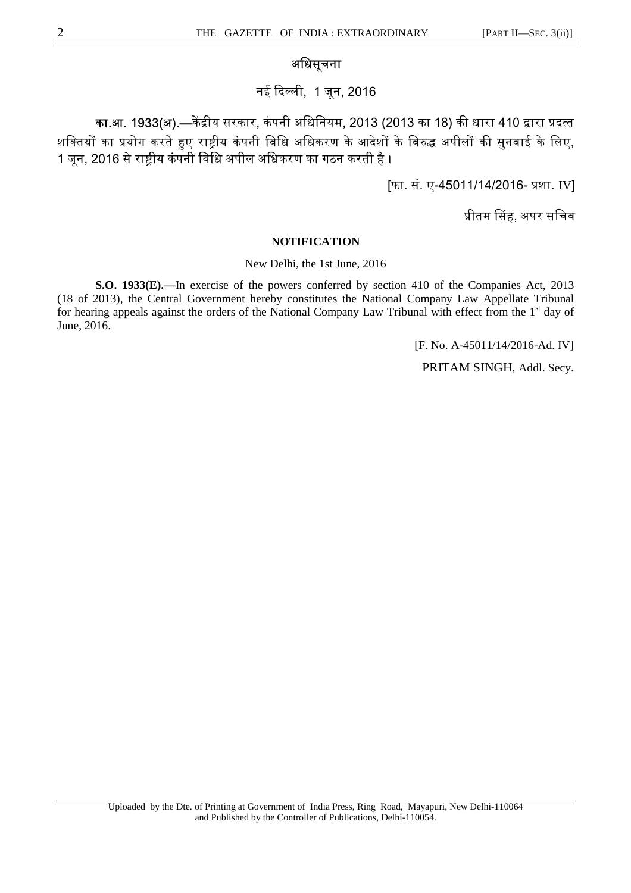## अधिसूचना

नई दिल्ली, 1 जून, 2016

**का.आ. 1933(अ).—**केंद्रीय सरकार, कंपनी अधिनियम, 2013 (2013 का 18) की धारा 410 द्वारा प्रदत्त शक्तियों का प्रयोग करते हुए राष्ट्रीय कंपनी विधि अधिकरण के आदेशों के विरुद्ध अपीलों की सुनवाई के लिए, 1 जून, 2016 से राष्ट्रीय कंपनी विधि अपील अधिकरण का गठन करती है।

[फा. सं. ए-45011/14/2016- प्रशा. IV]

प्रीतम सिंह, अपर सचिव

## NOTIFICATION

New Delhi, the 1st June, 2016

**S.O. 1933(E).—**In exercise of the powers conferred by section 410 of the Companies Act, 2013 (18 of 2013), the Central Government hereby constitutes the National Company Law Appellate Tribunal for hearing appeals against the orders of the National Company Law Tribunal with effect from the 1st day of June, 2016.

[F. No. A-45011/14/2016-Ad. IV]

PRITAM SINGH, Addl. Secy.

Uploaded by the Dte. of Printing at Government of India Press, Ring Road, Mayapuri, New Delhi-110064 and Published by the Controller of Publications, Delhi-110054.